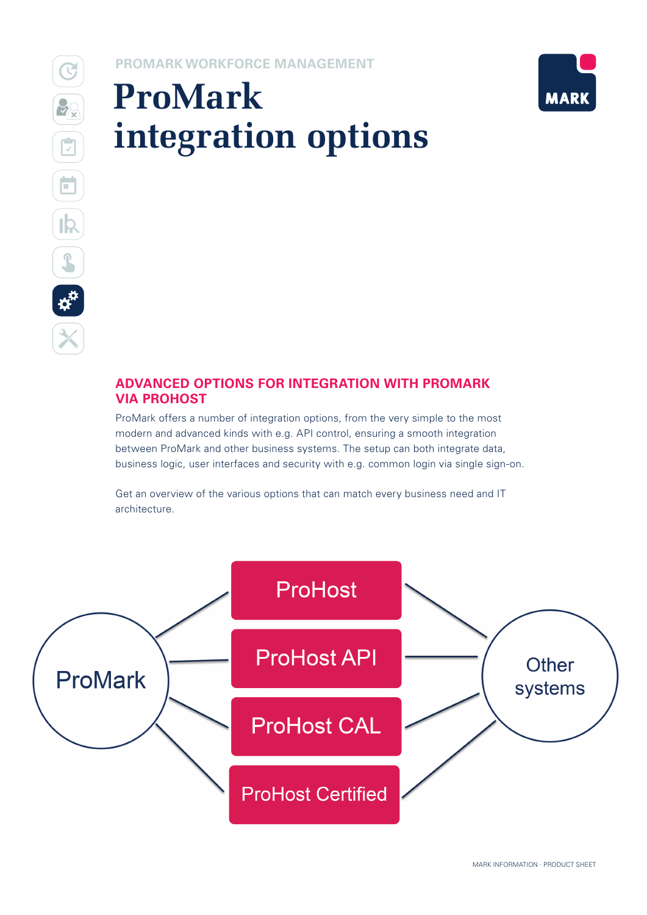PROMARK WORKFORCE MANAGEMENT

# ProMark integration options

## ADVANCED OPTIONS FOR INTEGRATION WITH PROMARK VIA PROHOST

ProMark offers a number of integration options, from the very simple to the most modern and advanced kinds with e.g. API control, ensuring a smooth integration between ProMark and other business systems. The setup can both integrate data, business logic, user interfaces and security with e.g. common login via single sign-on.

Get an overview of the various options that can match every business need and IT architecture.

ProMark

ProHost

ProHost API

ProHost CAL

ProHost Certified

Other systems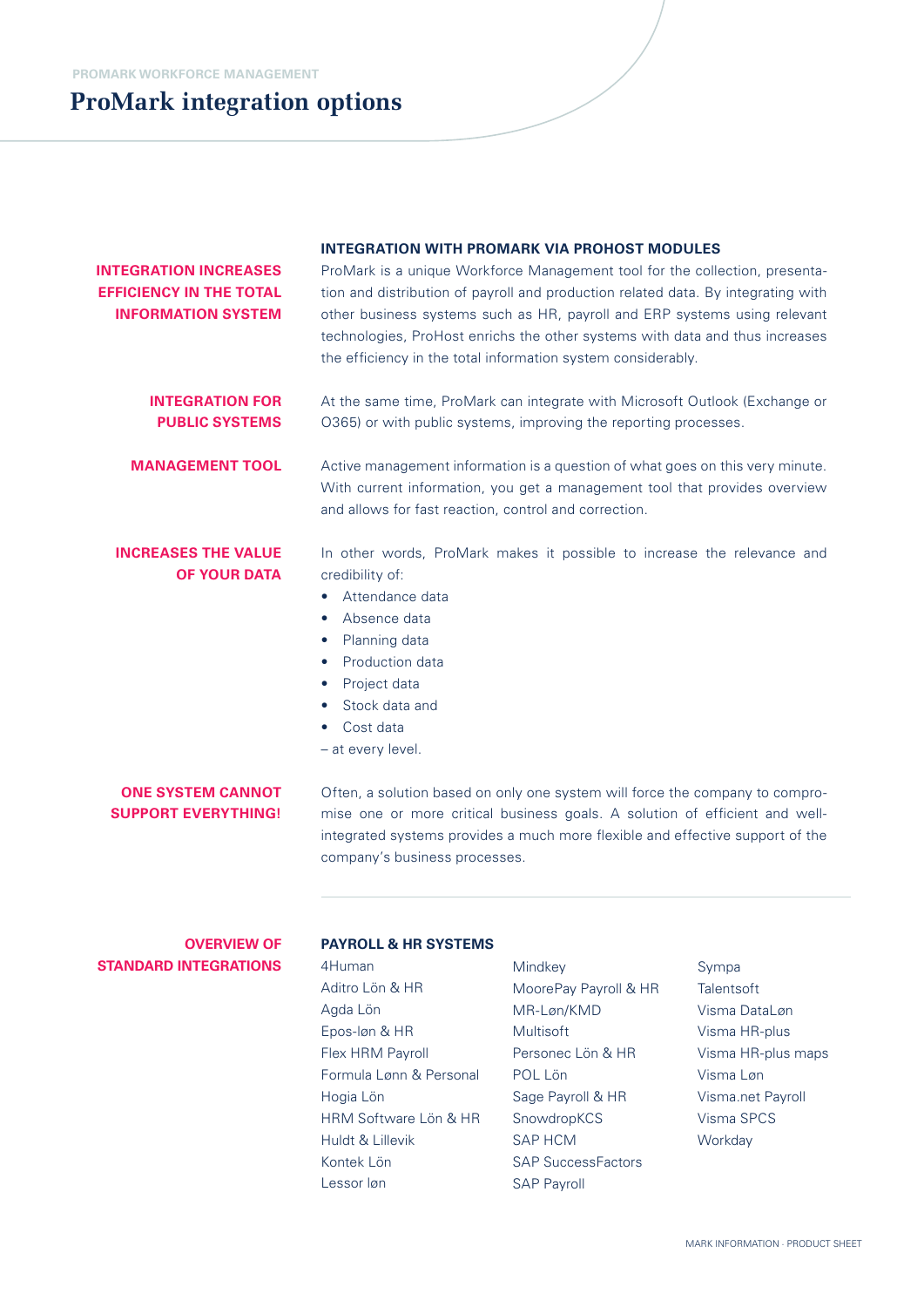PROMARK WORKFORCE MANAGEMENT

# ProMark integration options

### INTEGRATION WITH PROMARK VIA PROHOST MODULES

**INTEGRATION INCREASES EFFICIENCY IN THE TOTAL INFORMATION SYSTEM**

ProMark is a unique Workforce Management tool for the collection, presentation and distribution of payroll and production related data. By integrating with other business systems such as HR, payroll and ERP systems using relevant technologies, ProHost enriches the other systems with data and thus increases the efficiency in the total information system considerably.

**INTEGRATION FOR PUBLIC SYSTEMS**

At the same time, ProMark can integrate with Microsoft Outlook (Exchange or O365) or with public systems, improving the reporting processes.

**MANAGEMENT TOOL**

Active management information is a question of what goes on this very minute. With current information, you get a management tool that provides overview and allows for fast reaction, control and correction.

**INCREASES THE VALUE OF YOUR DATA**

In other words, ProMark makes it possible to increase the relevance and credibility of:

- Attendance data
- Absence data
- Planning data
- Production data
- Project data
- Stock data and
- Cost data

– at every level.

**ONE SYSTEM CANNOT SUPPORT EVERYTHING!**

Often, a solution based on only one system will force the company to compromise one or more critical business goals. A solution of efficient and well-integrated systems provides a much more flexible and effective support of the company's business processes.

---

**OVERVIEW OF STANDARD INTEGRATIONS**

### PAYROLL & HR SYSTEMS

- 4Human
- Aditro Lön & HR
- Agda Lön
- Epos-løn & HR
- Flex HRM Payroll
- Formula Lønn & Personal
- Hogia Lön
- HRM Software Lön & HR
- Huldt & Lillevik
- Kontek Lön
- Lessor løn
- Mindkey
- MoorePay Payroll & HR
- MR-Løn/KMD
- Multisoft
- Personec Lön & HR
- POL Lön
- Sage Payroll & HR
- SnowdropKCS
- SAP HCM
- SAP SuccessFactors
- SAP Payroll
- Sympa
- Talentsoft
- Visma DataLøn
- Visma HR-plus
- Visma HR-plus maps
- Visma Løn
- Visma.net Payroll
- Visma SPCS
- Workday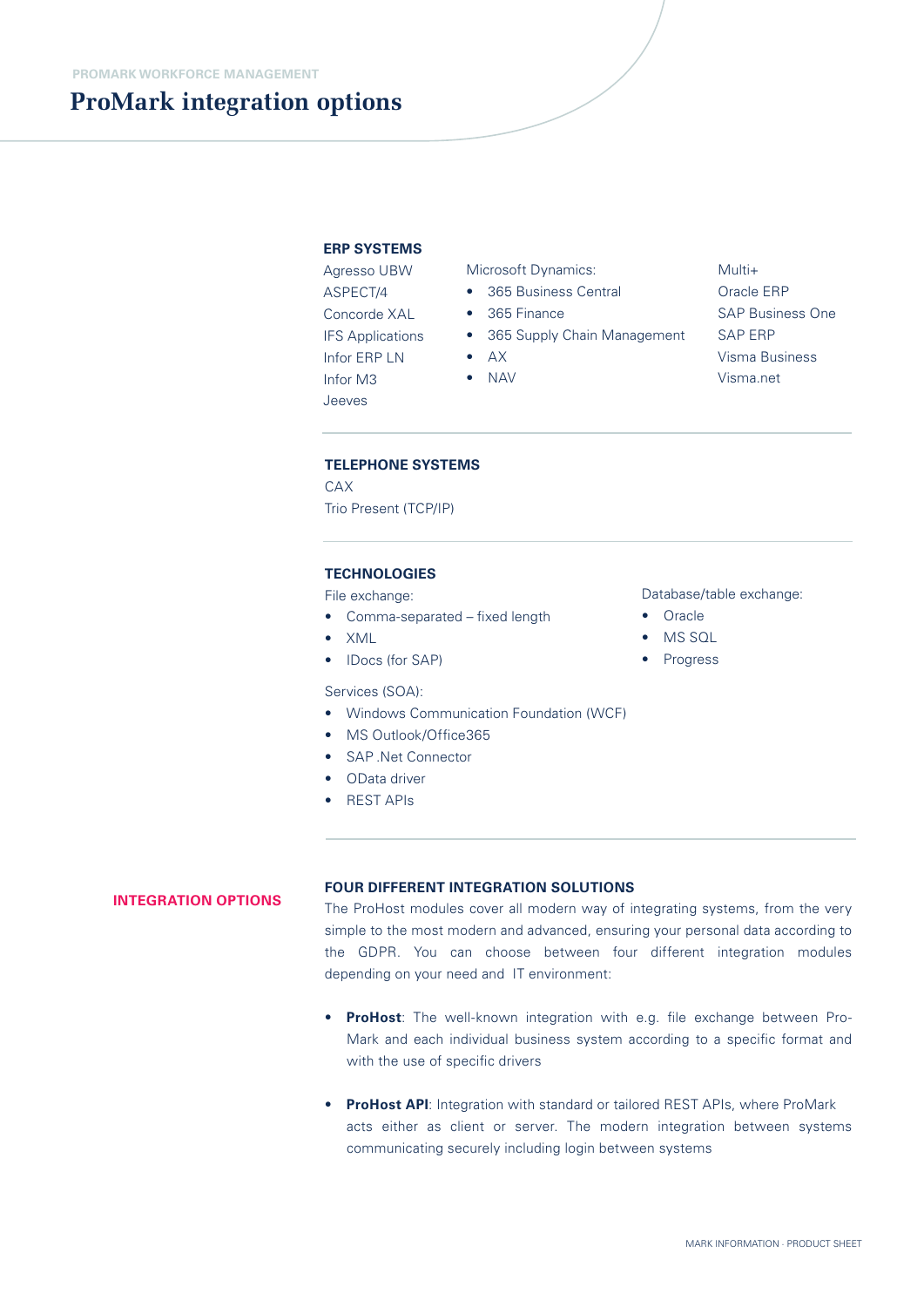PROMARK WORKFORCE MANAGEMENT

# ProMark integration options

### ERP SYSTEMS

Agresso UBW
ASPECT/4
Concorde XAL
IFS Applications
Infor ERP LN
Infor M3
Jeeves

Microsoft Dynamics:

- 365 Business Central
- 365 Finance
- 365 Supply Chain Management
- AX
- NAV

Multi+
Oracle ERP
SAP Business One
SAP ERP
Visma Business
Visma.net

### TELEPHONE SYSTEMS

CAX
Trio Present (TCP/IP)

### TECHNOLOGIES

File exchange:

- Comma-separated – fixed length
- XML
- IDocs (for SAP)

Database/table exchange:

- Oracle
- MS SQL
- Progress

Services (SOA):

- Windows Communication Foundation (WCF)
- MS Outlook/Office365
- SAP .Net Connector
- OData driver
- REST APIs

## INTEGRATION OPTIONS

### FOUR DIFFERENT INTEGRATION SOLUTIONS

The ProHost modules cover all modern way of integrating systems, from the very simple to the most modern and advanced, ensuring your personal data according to the GDPR. You can choose between four different integration modules depending on your need and IT environment:

- **ProHost**: The well-known integration with e.g. file exchange between ProMark and each individual business system according to a specific format and with the use of specific drivers

- **ProHost API**: Integration with standard or tailored REST APIs, where ProMark acts either as client or server. The modern integration between systems communicating securely including login between systems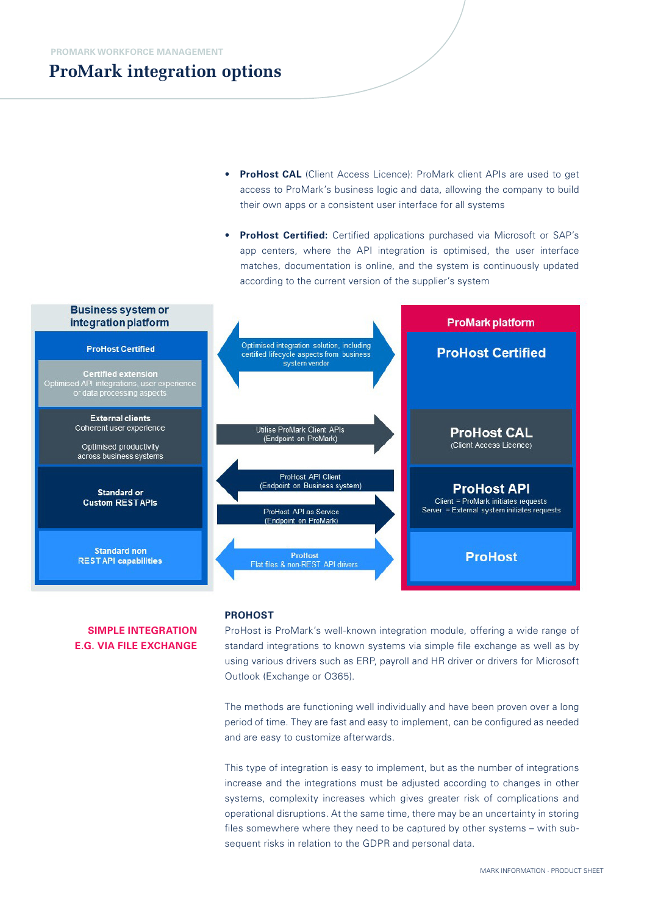PROMARK WORKFORCE MANAGEMENT

# ProMark integration options

- **ProHost CAL** (Client Access Licence): ProMark client APIs are used to get access to ProMark's business logic and data, allowing the company to build their own apps or a consistent user interface for all systems
- **ProHost Certified:** Certified applications purchased via Microsoft or SAP's app centers, where the API integration is optimised, the user interface matches, documentation is online, and the system is continuously updated according to the current version of the supplier's system

**Business system or integration platform**

- **ProHost Certified**
- **Certified extension** – Optimised API integrations, user experience or data processing aspects
- **External clients** – Coherent user experience; Optimised productivity across business systems
- **Standard or Custom REST APIs**
- **Standard non REST API capabilities**

**Integration flows**

- Optimised integration solution, including certified lifecycle aspects from business system vendor
- Utilise ProMark Client APIs (Endpoint on ProMark)
- ProHost API Client (Endpoint on Business system)
- ProHost API as Service (Endpoint on ProMark)
- ProHost – Flat files & non-REST API drivers

**ProMark platform**

- **ProHost Certified**
- **ProHost CAL** (Client Access Licence)
- **ProHost API** – Client = ProMark initiates requests; Server = External system initiates requests
- **ProHost**

## SIMPLE INTEGRATION E.G. VIA FILE EXCHANGE

### PROHOST

ProHost is ProMark's well-known integration module, offering a wide range of standard integrations to known systems via simple file exchange as well as by using various drivers such as ERP, payroll and HR driver or drivers for Microsoft Outlook (Exchange or O365).

The methods are functioning well individually and have been proven over a long period of time. They are fast and easy to implement, can be configured as needed and are easy to customize afterwards.

This type of integration is easy to implement, but as the number of integrations increase and the integrations must be adjusted according to changes in other systems, complexity increases which gives greater risk of complications and operational disruptions. At the same time, there may be an uncertainty in storing files somewhere where they need to be captured by other systems – with subsequent risks in relation to the GDPR and personal data.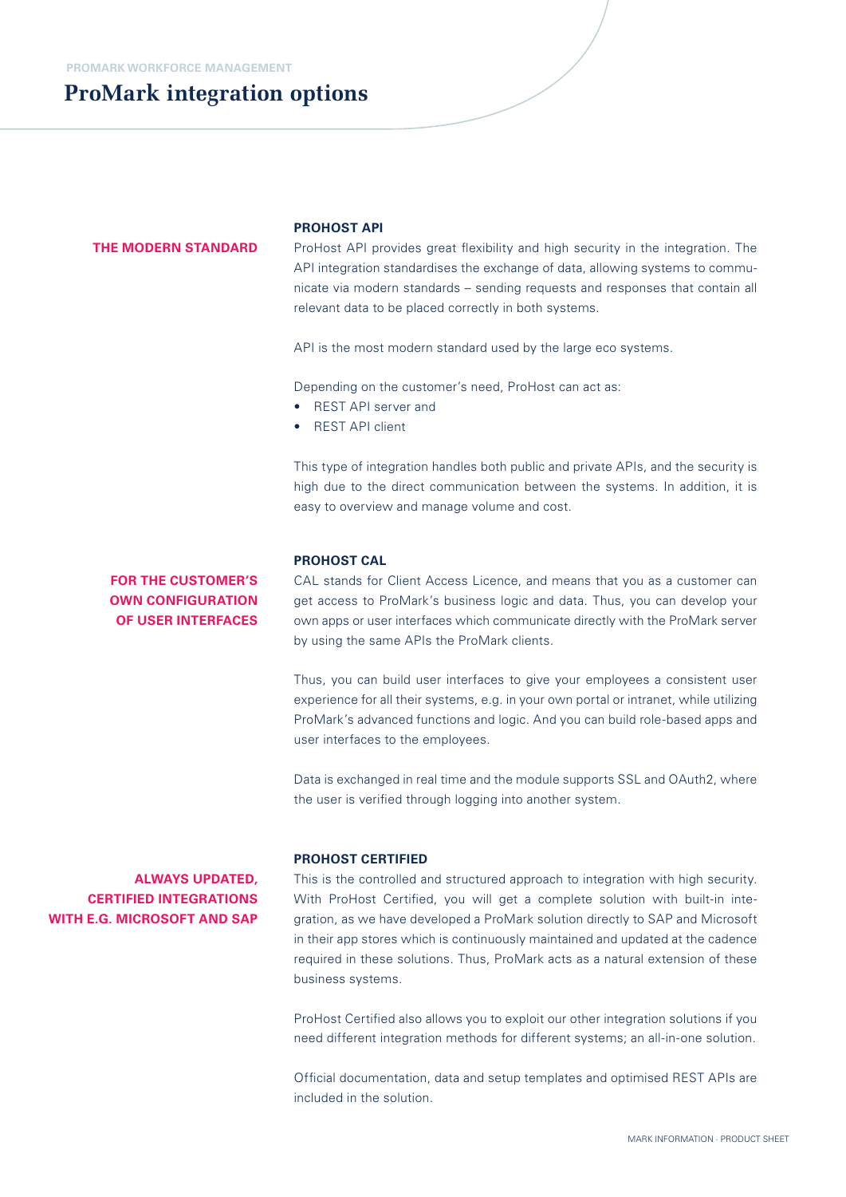PROMARK WORKFORCE MANAGEMENT

# ProMark integration options

**THE MODERN STANDARD**

### PROHOST API

ProHost API provides great flexibility and high security in the integration. The API integration standardises the exchange of data, allowing systems to communicate via modern standards – sending requests and responses that contain all relevant data to be placed correctly in both systems.

API is the most modern standard used by the large eco systems.

Depending on the customer's need, ProHost can act as:

- REST API server and
- REST API client

This type of integration handles both public and private APIs, and the security is high due to the direct communication between the systems. In addition, it is easy to overview and manage volume and cost.

**FOR THE CUSTOMER'S OWN CONFIGURATION OF USER INTERFACES**

### PROHOST CAL

CAL stands for Client Access Licence, and means that you as a customer can get access to ProMark's business logic and data. Thus, you can develop your own apps or user interfaces which communicate directly with the ProMark server by using the same APIs the ProMark clients.

Thus, you can build user interfaces to give your employees a consistent user experience for all their systems, e.g. in your own portal or intranet, while utilizing ProMark's advanced functions and logic. And you can build role-based apps and user interfaces to the employees.

Data is exchanged in real time and the module supports SSL and OAuth2, where the user is verified through logging into another system.

**ALWAYS UPDATED, CERTIFIED INTEGRATIONS WITH E.G. MICROSOFT AND SAP**

### PROHOST CERTIFIED

This is the controlled and structured approach to integration with high security. With ProHost Certified, you will get a complete solution with built-in integration, as we have developed a ProMark solution directly to SAP and Microsoft in their app stores which is continuously maintained and updated at the cadence required in these solutions. Thus, ProMark acts as a natural extension of these business systems.

ProHost Certified also allows you to exploit our other integration solutions if you need different integration methods for different systems; an all-in-one solution.

Official documentation, data and setup templates and optimised REST APIs are included in the solution.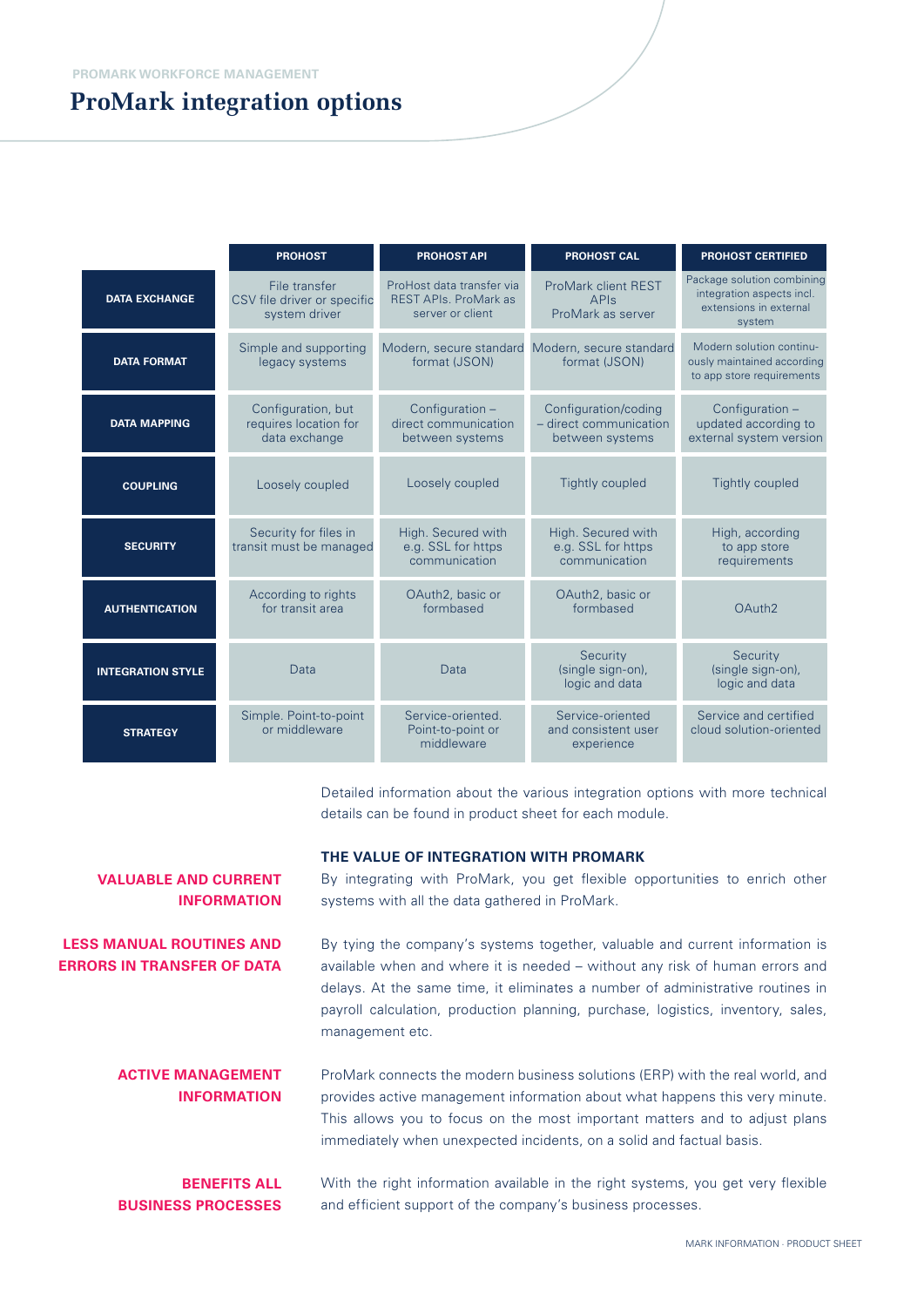PROMARK WORKFORCE MANAGEMENT

# ProMark integration options

| | PROHOST | PROHOST API | PROHOST CAL | PROHOST CERTIFIED |
|---|---|---|---|---|
| **DATA EXCHANGE** | File transfer CSV file driver or specific system driver | ProHost data transfer via REST APIs. ProMark as server or client | ProMark client REST APIs ProMark as server | Package solution combining integration aspects incl. extensions in external system |
| **DATA FORMAT** | Simple and supporting legacy systems | Modern, secure standard format (JSON) | Modern, secure standard format (JSON) | Modern solution continuously maintained according to app store requirements |
| **DATA MAPPING** | Configuration, but requires location for data exchange | Configuration – direct communication between systems | Configuration/coding – direct communication between systems | Configuration – updated according to external system version |
| **COUPLING** | Loosely coupled | Loosely coupled | Tightly coupled | Tightly coupled |
| **SECURITY** | Security for files in transit must be managed | High. Secured with e.g. SSL for https communication | High. Secured with e.g. SSL for https communication | High, according to app store requirements |
| **AUTHENTICATION** | According to rights for transit area | OAuth2, basic or formbased | OAuth2, basic or formbased | OAuth2 |
| **INTEGRATION STYLE** | Data | Data | Security (single sign-on), logic and data | Security (single sign-on), logic and data |
| **STRATEGY** | Simple. Point-to-point or middleware | Service-oriented. Point-to-point or middleware | Service-oriented and consistent user experience | Service and certified cloud solution-oriented |

Detailed information about the various integration options with more technical details can be found in product sheet for each module.

### THE VALUE OF INTEGRATION WITH PROMARK

**VALUABLE AND CURRENT INFORMATION**

By integrating with ProMark, you get flexible opportunities to enrich other systems with all the data gathered in ProMark.

**LESS MANUAL ROUTINES AND ERRORS IN TRANSFER OF DATA**

By tying the company's systems together, valuable and current information is available when and where it is needed – without any risk of human errors and delays. At the same time, it eliminates a number of administrative routines in payroll calculation, production planning, purchase, logistics, inventory, sales, management etc.

**ACTIVE MANAGEMENT INFORMATION**

ProMark connects the modern business solutions (ERP) with the real world, and provides active management information about what happens this very minute. This allows you to focus on the most important matters and to adjust plans immediately when unexpected incidents, on a solid and factual basis.

**BENEFITS ALL BUSINESS PROCESSES**

With the right information available in the right systems, you get very flexible and efficient support of the company's business processes.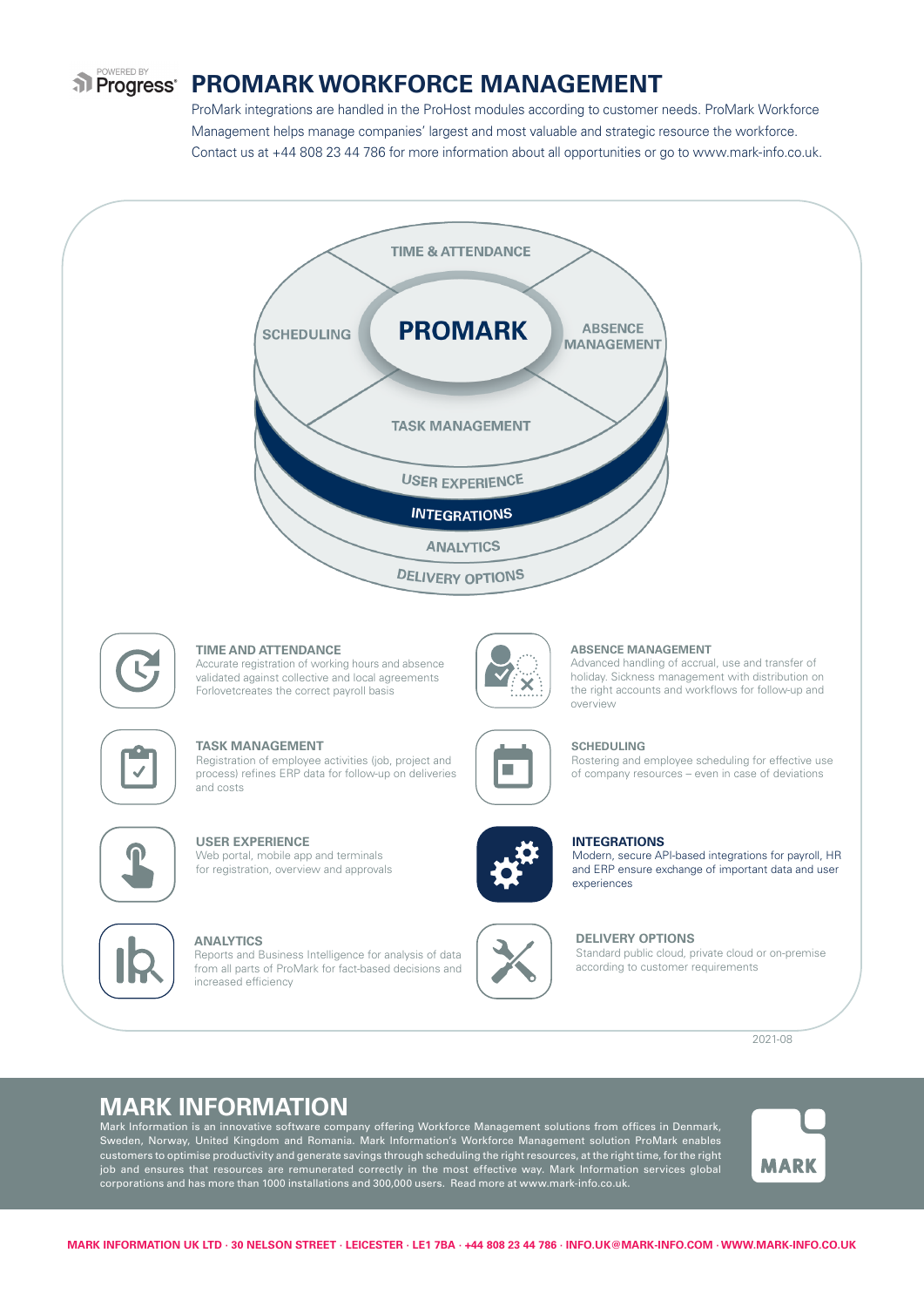POWERED BY Progress

# PROMARK WORKFORCE MANAGEMENT

ProMark integrations are handled in the ProHost modules according to customer needs. ProMark Workforce Management helps manage companies' largest and most valuable and strategic resource the workforce. Contact us at +44 808 23 44 786 for more information about all opportunities or go to www.mark-info.co.uk.

TIME & ATTENDANCE
SCHEDULING
PROMARK
ABSENCE MANAGEMENT
TASK MANAGEMENT
USER EXPERIENCE
INTEGRATIONS
ANALYTICS
DELIVERY OPTIONS

### TIME AND ATTENDANCE

Accurate registration of working hours and absence validated against collective and local agreements Forlovetcreates the correct payroll basis

### ABSENCE MANAGEMENT

Advanced handling of accrual, use and transfer of holiday. Sickness management with distribution on the right accounts and workflows for follow-up and overview

### TASK MANAGEMENT

Registration of employee activities (job, project and process) refines ERP data for follow-up on deliveries and costs

### SCHEDULING

Rostering and employee scheduling for effective use of company resources – even in case of deviations

### USER EXPERIENCE

Web portal, mobile app and terminals for registration, overview and approvals

### INTEGRATIONS

Modern, secure API-based integrations for payroll, HR and ERP ensure exchange of important data and user experiences

### ANALYTICS

Reports and Business Intelligence for analysis of data from all parts of ProMark for fact-based decisions and increased efficiency

### DELIVERY OPTIONS

Standard public cloud, private cloud or on-premise according to customer requirements

2021-08

## MARK INFORMATION

Mark Information is an innovative software company offering Workforce Management solutions from offices in Denmark, Sweden, Norway, United Kingdom and Romania. Mark Information's Workforce Management solution ProMark enables customers to optimise productivity and generate savings through scheduling the right resources, at the right time, for the right job and ensures that resources are remunerated correctly in the most effective way. Mark Information services global corporations and has more than 1000 installations and 300,000 users. Read more at www.mark-info.co.uk.

MARK

MARK INFORMATION UK LTD · 30 NELSON STREET · LEICESTER · LE1 7BA · +44 808 23 44 786 · INFO.UK@MARK-INFO.COM · WWW.MARK-INFO.CO.UK